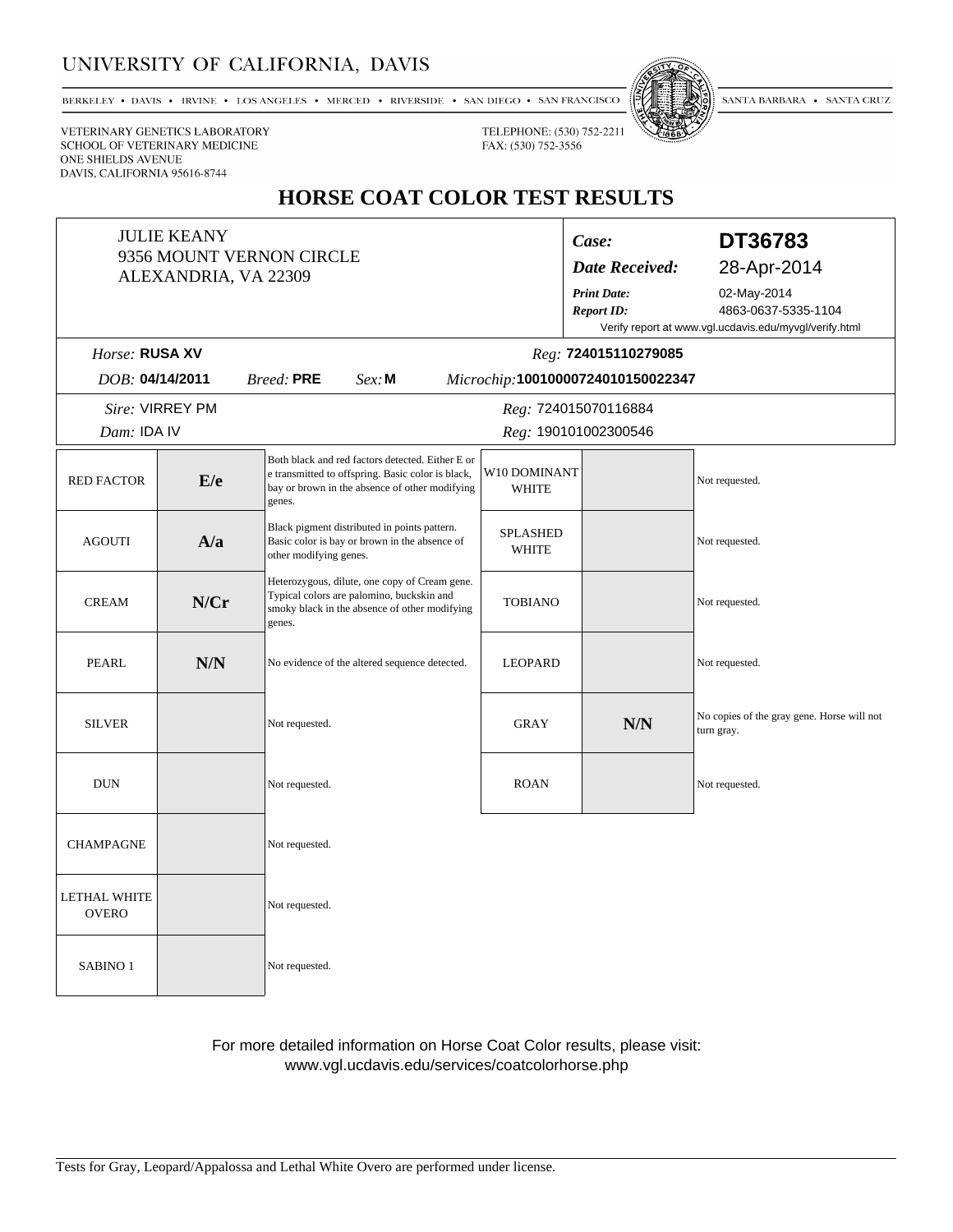# UNIVERSITY OF CALIFORNIA, DAVIS

BERKELEY • DAVIS • IRVINE • LOS ANGELES • MERCED • RIVERSIDE • SAN DIEGO • SAN FRANCISCO • SANTA BARBARA • SANTA CRUZ

VETERINARY GENETICS LABORATORY
SCHOOL OF VETERINARY MEDICINE
ONE SHIELDS AVENUE
DAVIS, CALIFORNIA 95616-8744

TELEPHONE: (530) 752-2211
FAX: (530) 752-3556

## HORSE COAT COLOR TEST RESULTS

JULIE KEANY
9356 MOUNT VERNON CIRCLE
ALEXANDRIA, VA 22309

| | |
|---|---|
| ***Case:*** | **DT36783** |
| ***Date Received:*** | 28-Apr-2014 |
| ***Print Date:*** | 02-May-2014 |
| ***Report ID:*** | 4863-0637-5335-1104 |

Verify report at www.vgl.ucdavis.edu/myvgl/verify.html

*Horse:* **RUSA XV** *Reg:* **724015110279085**

*DOB:* **04/14/2011** *Breed:* **PRE** *Sex:* **M** *Microchip:* **1001000072401015002234­7**

*Sire:* VIRREY PM *Reg:* 724015070116884

*Dam:* IDA IV *Reg:* 190101002300546

| Test | Result | Interpretation | Test | Result | Interpretation |
|---|---|---|---|---|---|
| RED FACTOR | **E/e** | Both black and red factors detected. Either E or e transmitted to offspring. Basic color is black, bay or brown in the absence of other modifying genes. | W10 DOMINANT WHITE | | Not requested. |
| AGOUTI | **A/a** | Black pigment distributed in points pattern. Basic color is bay or brown in the absence of other modifying genes. | SPLASHED WHITE | | Not requested. |
| CREAM | **N/Cr** | Heterozygous, dilute, one copy of Cream gene. Typical colors are palomino, buckskin and smoky black in the absence of other modifying genes. | TOBIANO | | Not requested. |
| PEARL | **N/N** | No evidence of the altered sequence detected. | LEOPARD | | Not requested. |
| SILVER | | Not requested. | GRAY | **N/N** | No copies of the gray gene. Horse will not turn gray. |
| DUN | | Not requested. | ROAN | | Not requested. |
| CHAMPAGNE | | Not requested. | | | |
| LETHAL WHITE OVERO | | Not requested. | | | |
| SABINO 1 | | Not requested. | | | |

For more detailed information on Horse Coat Color results, please visit:
www.vgl.ucdavis.edu/services/coatcolorhorse.php

Tests for Gray, Leopard/Appalossa and Lethal White Overo are performed under license.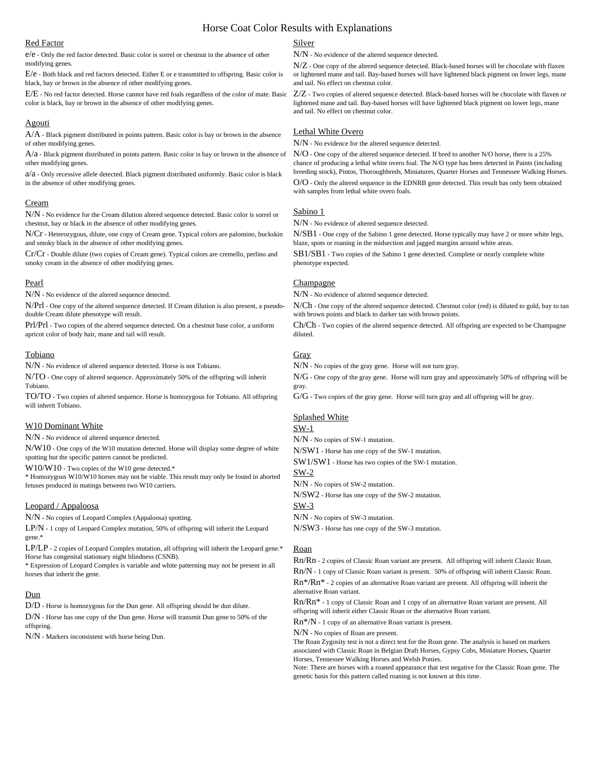# Horse Coat Color Results with Explanations

## Red Factor

e/e - Only the red factor detected. Basic color is sorrel or chestnut in the absence of other modifying genes.

E/e - Both black and red factors detected. Either E or e transmitted to offspring. Basic color is black, bay or brown in the absence of other modifying genes.

E/E - No red factor detected. Horse cannot have red foals regardless of the color of mate. Basic color is black, bay or brown in the absence of other modifying genes.

## Agouti

A/A - Black pigment distributed in points pattern. Basic color is bay or brown in the absence of other modifying genes.

A/a - Black pigment distributed in points pattern. Basic color is bay or brown in the absence of other modifying genes.

a/a - Only recessive allele detected. Black pigment distributed uniformly. Basic color is black in the absence of other modifying genes.

## Cream

N/N - No evidence for the Cream dilution altered sequence detected. Basic color is sorrel or chestnut, bay or black in the absence of other modifying genes.

N/Cr - Heterozygous, dilute, one copy of Cream gene. Typical colors are palomino, buckskin and smoky black in the absence of other modifying genes.

Cr/Cr - Double dilute (two copies of Cream gene). Typical colors are cremello, perlino and smoky cream in the absence of other modifying genes.

## Pearl

N/N - No evidence of the altered sequence detected.

N/Prl - One copy of the altered sequence detected. If Cream dilution is also present, a pseudo-double Cream dilute phenotype will result.

Prl/Prl - Two copies of the altered sequence detected. On a chestnut base color, a uniform apricot color of body hair, mane and tail will result.

## Tobiano

N/N - No evidence of altered sequence detected. Horse is not Tobiano.

N/TO - One copy of altered sequence. Approximately 50% of the offspring will inherit Tobiano.

TO/TO - Two copies of altered sequence. Horse is homozygous for Tobiano. All offspring will inherit Tobiano.

## W10 Dominant White

N/N - No evidence of altered sequence detected.

N/W10 - One copy of the W10 mutation detected. Horse will display some degree of white spotting but the specific pattern cannot be predicted.

W10/W10 - Two copies of the W10 gene detected.*

* Homozygous W10/W10 horses may not be viable. This result may only be found in aborted fetuses produced in matings between two W10 carriers.

## Leopard / Appaloosa

N/N - No copies of Leopard Complex (Appaloosa) spotting.

LP/N - 1 copy of Leopard Complex mutation, 50% of offspring will inherit the Leopard gene.*

LP/LP - 2 copies of Leopard Complex mutation, all offspring will inherit the Leopard gene.* Horse has congenital stationary night blindness (CSNB).

* Expression of Leopard Complex is variable and white patterning may not be present in all horses that inherit the gene.

## Dun

D/D - Horse is homozygous for the Dun gene. All offspring should be dun dilute.

D/N - Horse has one copy of the Dun gene. Horse will transmit Dun gene to 50% of the offspring.

N/N - Markers inconsistent with horse being Dun.

## Silver

N/N - No evidence of the altered sequence detected.

N/Z - One copy of the altered sequence detected. Black-based horses will be chocolate with flaxen or lightened mane and tail. Bay-based horses will have lightened black pigment on lower legs, mane and tail. No effect on chestnut color.

Z/Z - Two copies of altered sequence detected. Black-based horses will be chocolate with flaxen or lightened mane and tail. Bay-based horses will have lightened black pigment on lower legs, mane and tail. No effect on chestnut color.

## Lethal White Overo

N/N - No evidence for the altered sequence detected.

N/O - One copy of the altered sequence detected. If bred to another N/O horse, there is a 25% chance of producing a lethal white overo foal. The N/O type has been detected in Paints (including breeding stock), Pintos, Thoroughbreds, Miniatures, Quarter Horses and Tennessee Walking Horses.

O/O - Only the altered sequence in the EDNRB gene detected. This result has only been obtained with samples from lethal white overo foals.

## Sabino 1

N/N - No evidence of altered sequence detected.

N/SB1 - One copy of the Sabino 1 gene detected. Horse typically may have 2 or more white legs, blaze, spots or roaning in the midsection and jagged margins around white areas.

SB1/SB1 - Two copies of the Sabino 1 gene detected. Complete or nearly complete white phenotype expected.

## Champagne

N/N - No evidence of altered sequence detected.

N/Ch - One copy of the altered sequence detected. Chestnut color (red) is diluted to gold, bay to tan with brown points and black to darker tan with brown points.

Ch/Ch - Two copies of the altered sequence detected. All offspring are expected to be Champagne diluted.

## Gray

N/N - No copies of the gray gene. Horse will not turn gray.

N/G - One copy of the gray gene. Horse will turn gray and approximately 50% of offspring will be gray.

G/G - Two copies of the gray gene. Horse will turn gray and all offspring will be gray.

## Splashed White

### SW-1

N/N - No copies of SW-1 mutation.

N/SW1 - Horse has one copy of the SW-1 mutation.

SW1/SW1 - Horse has two copies of the SW-1 mutation.

### SW-2

N/N - No copies of SW-2 mutation.

N/SW2 - Horse has one copy of the SW-2 mutation.

### SW-3

N/N - No copies of SW-3 mutation.

N/SW3 - Horse has one copy of the SW-3 mutation.

## Roan

Rn/Rn - 2 copies of Classic Roan variant are present. All offspring will inherit Classic Roan.

Rn/N - 1 copy of Classic Roan variant is present. 50% of offspring will inherit Classic Roan.

Rn*/Rn* - 2 copies of an alternative Roan variant are present. All offspring will inherit the alternative Roan variant.

Rn/Rn* - 1 copy of Classic Roan and 1 copy of an alternative Roan variant are present. All offspring will inherit either Classic Roan or the alternative Roan variant.

Rn*/N - 1 copy of an alternative Roan variant is present.

N/N - No copies of Roan are present.

The Roan Zygosity test is not a direct test for the Roan gene. The analysis is based on markers associated with Classic Roan in Belgian Draft Horses, Gypsy Cobs, Miniature Horses, Quarter Horses, Tennessee Walking Horses and Welsh Ponies.

Note: There are horses with a roaned appearance that test negative for the Classic Roan gene. The genetic basis for this pattern called roaning is not known at this time.